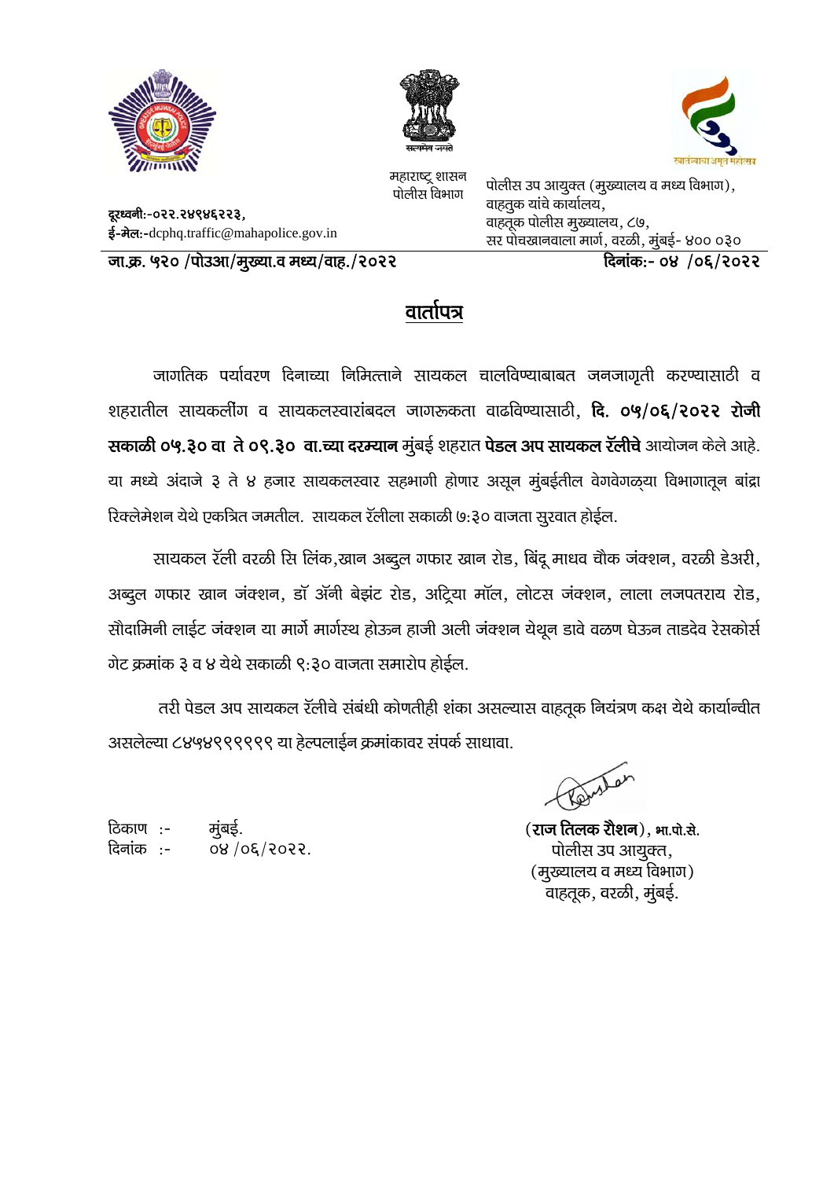महाराष्ट्र शासन
पोलीस विभाग

पोलीस उप आयुक्त (मुख्यालय व मध्य विभाग),
वाहतुक यांचे कार्यालय,
वाहतूक पोलीस मुख्यालय, ८७,
सर पोचखानवाला मार्ग, वरळी, मुंबई- ४०० ०३०

**दूरध्वनी:-**०२२.२४९४६२२३,
**ई-मेल:-**dcphq.traffic@mahapolice.gov.in

**जा.क्र. ५२० /पोउआ/मुख्या.व मध्य/वाह./२०२२**

**दिनांक:- ०४ /०६/२०२२**

## वार्तापत्र

जागतिक पर्यावरण दिनाच्या निमित्ताने सायकल चालविण्याबाबत जनजागृती करण्यासाठी व शहरातील सायकलींग व सायकलस्वारांबदल जागरूकता वाढविण्यासाठी, **दि. ०५/०६/२०२२ रोजी सकाळी ०५.३० वा ते ०९.३० वा.च्या दरम्यान** मुंबई शहरात **पेडल अप सायकल रॅलीचे** आयोजन केले आहे. या मध्ये अंदाजे ३ ते ४ हजार सायकलस्वार सहभागी होणार असून मुंबईतील वेगवेगळ्या विभागातून बांद्रा रिक्लेमेशन येथे एकत्रित जमतील. सायकल रॅलीला सकाळी ७:३० वाजता सुरवात होईल.

सायकल रॅली वरळी सि लिंक,खान अब्दुल गफार खान रोड, बिंदू माधव चौक जंक्शन, वरळी डेअरी, अब्दुल गफार खान जंक्शन, डॉ ॲनी बेझंट रोड, अट्रिया मॉल, लोटस जंक्शन, लाला लजपतराय रोड, सौदामिनी लाईट जंक्शन या मार्गे मार्गस्थ होऊन हाजी अली जंक्शन येथून डावे वळण घेऊन ताडदेव रेसकोर्स गेट क्रमांक ३ व ४ येथे सकाळी ९:३० वाजता समारोप होईल.

तरी पेडल अप सायकल रॅलीचे संबंधी कोणतीही शंका असल्यास वाहतूक नियंत्रण कक्ष येथे कार्यान्वीत असलेल्या ८४५४९९९९९ या हेल्पलाईन क्रमांकावर संपर्क साधावा.

ठिकाण :- मुंबई.
दिनांक :- ०४ /०६/२०२२.

(**राज तिलक रौशन**), भा.पो.से.
पोलीस उप आयुक्त,
(मुख्यालय व मध्य विभाग)
वाहतूक, वरळी, मुंबई.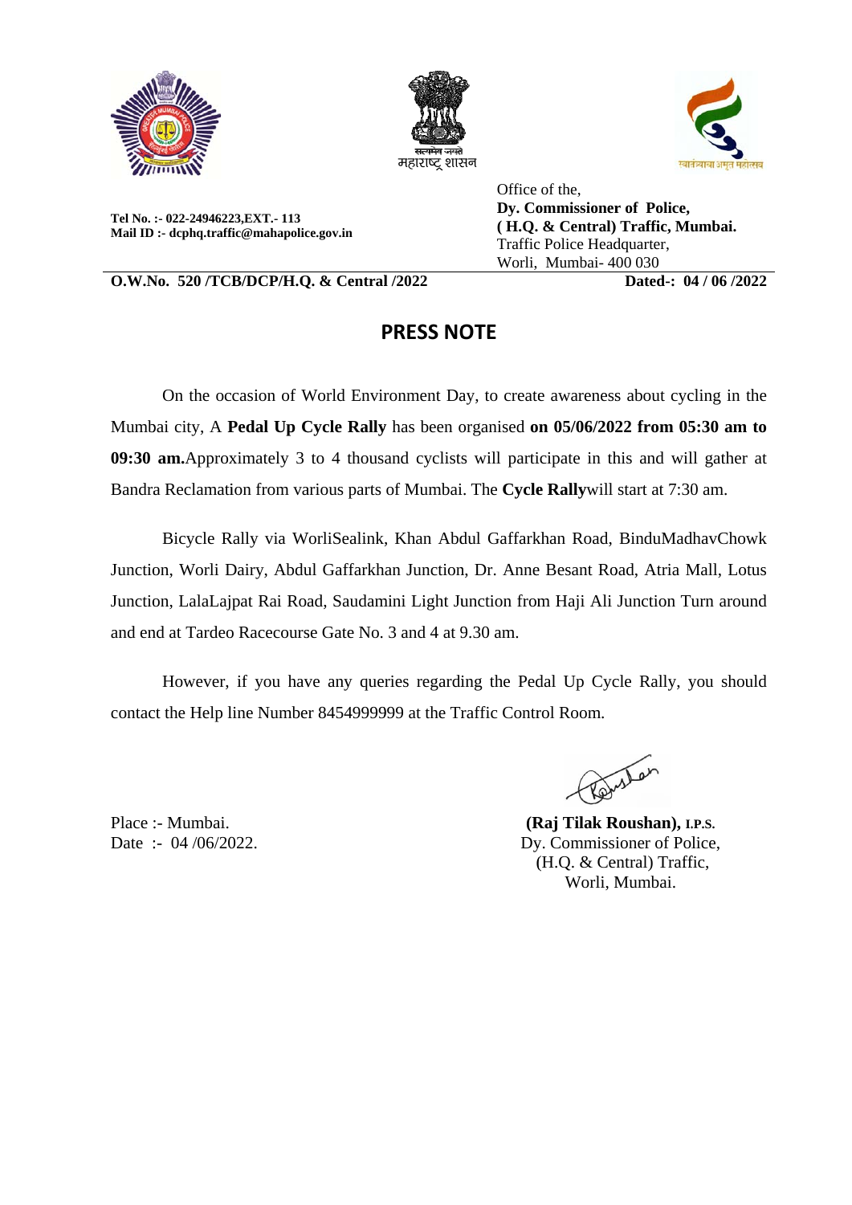Office of the,
**Dy. Commissioner of Police,**
**( H.Q. & Central) Traffic, Mumbai.**
Traffic Police Headquarter,
Worli, Mumbai- 400 030

**Tel No. :- 022-24946223,EXT.- 113**
**Mail ID :- dcphq.traffic@mahapolice.gov.in**

**O.W.No. 520 /TCB/DCP/H.Q. & Central /2022** **Dated-: 04 / 06 /2022**

# PRESS NOTE

On the occasion of World Environment Day, to create awareness about cycling in the Mumbai city, A **Pedal Up Cycle Rally** has been organised **on 05/06/2022 from 05:30 am to 09:30 am.**Approximately 3 to 4 thousand cyclists will participate in this and will gather at Bandra Reclamation from various parts of Mumbai. The **Cycle Rally**will start at 7:30 am.

Bicycle Rally via WorliSealink, Khan Abdul Gaffarkhan Road, BinduMadhavChowk Junction, Worli Dairy, Abdul Gaffarkhan Junction, Dr. Anne Besant Road, Atria Mall, Lotus Junction, LalaLajpat Rai Road, Saudamini Light Junction from Haji Ali Junction Turn around and end at Tardeo Racecourse Gate No. 3 and 4 at 9.30 am.

However, if you have any queries regarding the Pedal Up Cycle Rally, you should contact the Help line Number 8454999999 at the Traffic Control Room.

Place :- Mumbai.
Date :- 04 /06/2022.

**(Raj Tilak Roushan),** I.P.S.
Dy. Commissioner of Police,
(H.Q. & Central) Traffic,
Worli, Mumbai.